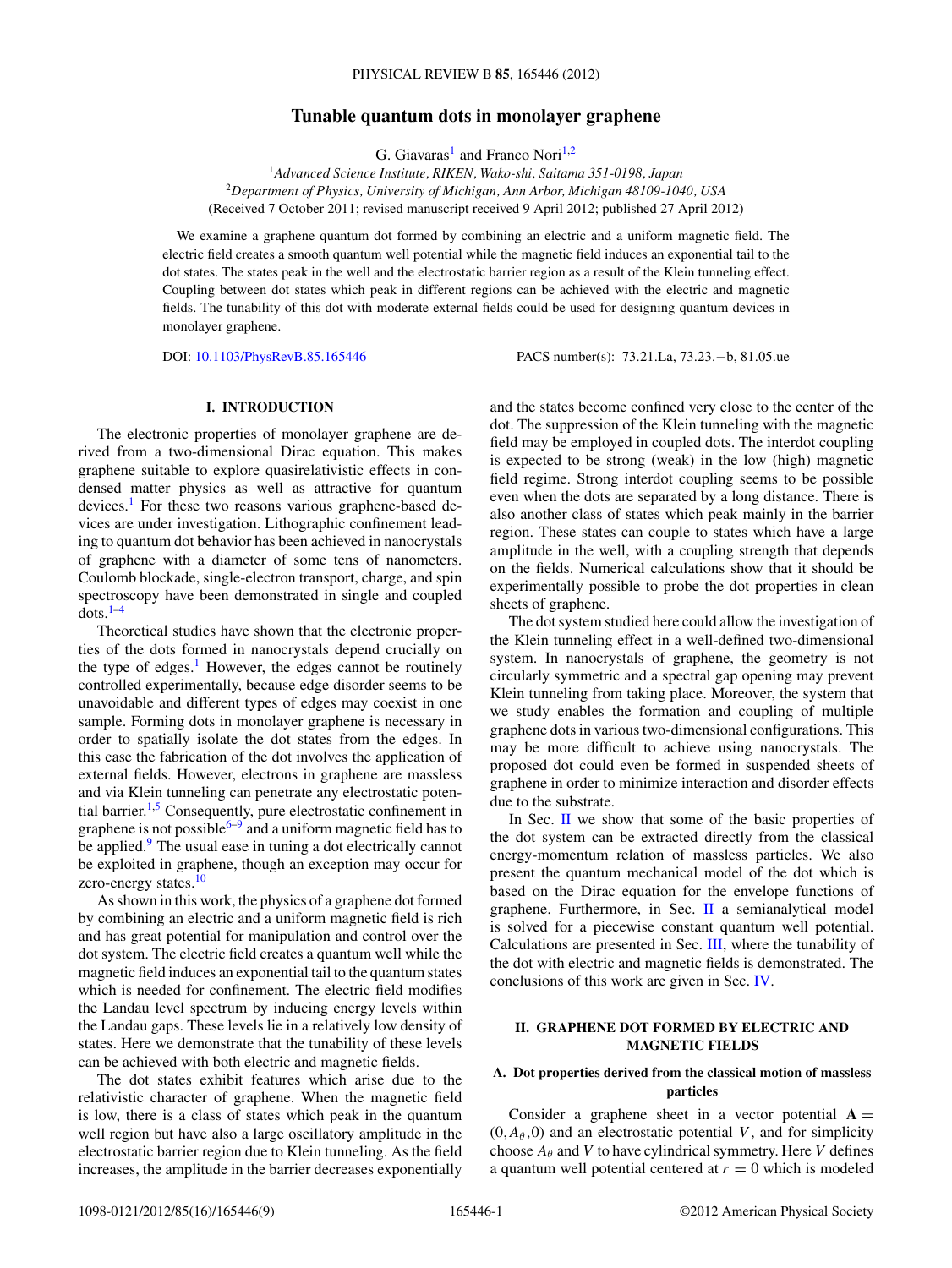# Tunable quantum dots in monolayer graphene

G. Giavaras[1] and Franco Nori[1,2]

[1]*Advanced Science Institute, RIKEN, Wako-shi, Saitama 351-0198, Japan*
[2]*Department of Physics, University of Michigan, Ann Arbor, Michigan 48109-1040, USA*
(Received 7 October 2011; revised manuscript received 9 April 2012; published 27 April 2012)

We examine a graphene quantum dot formed by combining an electric and a uniform magnetic field. The electric field creates a smooth quantum well potential while the magnetic field induces an exponential tail to the dot states. The states peak in the well and the electrostatic barrier region as a result of the Klein tunneling effect. Coupling between dot states which peak in different regions can be achieved with the electric and magnetic fields. The tunability of this dot with moderate external fields could be used for designing quantum devices in monolayer graphene.

DOI: 10.1103/PhysRevB.85.165446 PACS number(s): 73.21.La, 73.23.−b, 81.05.ue

## I. INTRODUCTION

The electronic properties of monolayer graphene are derived from a two-dimensional Dirac equation. This makes graphene suitable to explore quasirelativistic effects in condensed matter physics as well as attractive for quantum devices.[1] For these two reasons various graphene-based devices are under investigation. Lithographic confinement leading to quantum dot behavior has been achieved in nanocrystals of graphene with a diameter of some tens of nanometers. Coulomb blockade, single-electron transport, charge, and spin spectroscopy have been demonstrated in single and coupled dots.[1–4]

Theoretical studies have shown that the electronic properties of the dots formed in nanocrystals depend crucially on the type of edges.[1] However, the edges cannot be routinely controlled experimentally, because edge disorder seems to be unavoidable and different types of edges may coexist in one sample. Forming dots in monolayer graphene is necessary in order to spatially isolate the dot states from the edges. In this case the fabrication of the dot involves the application of external fields. However, electrons in graphene are massless and via Klein tunneling can penetrate any electrostatic potential barrier.[1,5] Consequently, pure electrostatic confinement in graphene is not possible[6–9] and a uniform magnetic field has to be applied.[9] The usual ease in tuning a dot electrically cannot be exploited in graphene, though an exception may occur for zero-energy states.[10]

As shown in this work, the physics of a graphene dot formed by combining an electric and a uniform magnetic field is rich and has great potential for manipulation and control over the dot system. The electric field creates a quantum well while the magnetic field induces an exponential tail to the quantum states which is needed for confinement. The electric field modifies the Landau level spectrum by inducing energy levels within the Landau gaps. These levels lie in a relatively low density of states. Here we demonstrate that the tunability of these levels can be achieved with both electric and magnetic fields.

The dot states exhibit features which arise due to the relativistic character of graphene. When the magnetic field is low, there is a class of states which peak in the quantum well region but have also a large oscillatory amplitude in the electrostatic barrier region due to Klein tunneling. As the field increases, the amplitude in the barrier decreases exponentially and the states become confined very close to the center of the dot. The suppression of the Klein tunneling with the magnetic field may be employed in coupled dots. The interdot coupling is expected to be strong (weak) in the low (high) magnetic field regime. Strong interdot coupling seems to be possible even when the dots are separated by a long distance. There is also another class of states which peak mainly in the barrier region. These states can couple to states which have a large amplitude in the well, with a coupling strength that depends on the fields. Numerical calculations show that it should be experimentally possible to probe the dot properties in clean sheets of graphene.

The dot system studied here could allow the investigation of the Klein tunneling effect in a well-defined two-dimensional system. In nanocrystals of graphene, the geometry is not circularly symmetric and a spectral gap opening may prevent Klein tunneling from taking place. Moreover, the system that we study enables the formation and coupling of multiple graphene dots in various two-dimensional configurations. This may be more difficult to achieve using nanocrystals. The proposed dot could even be formed in suspended sheets of graphene in order to minimize interaction and disorder effects due to the substrate.

In Sec. II we show that some of the basic properties of the dot system can be extracted directly from the classical energy-momentum relation of massless particles. We also present the quantum mechanical model of the dot which is based on the Dirac equation for the envelope functions of graphene. Furthermore, in Sec. II a semianalytical model is solved for a piecewise constant quantum well potential. Calculations are presented in Sec. III, where the tunability of the dot with electric and magnetic fields is demonstrated. The conclusions of this work are given in Sec. IV.

## II. GRAPHENE DOT FORMED BY ELECTRIC AND MAGNETIC FIELDS

### A. Dot properties derived from the classical motion of massless particles

Consider a graphene sheet in a vector potential $\mathbf{A} = (0, A_\theta, 0)$ and an electrostatic potential $V$, and for simplicity choose $A_\theta$ and $V$ to have cylindrical symmetry. Here $V$ defines a quantum well potential centered at $r = 0$ which is modeled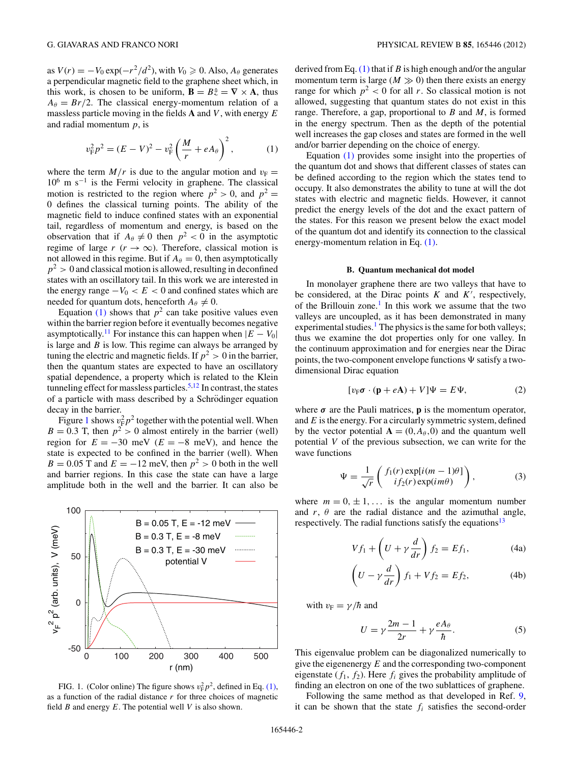as $V(r) = -V_0 \exp(-r^2/d^2)$, with $V_0 \geqslant 0$. Also, $A_\theta$ generates a perpendicular magnetic field to the graphene sheet which, in this work, is chosen to be uniform, $\mathbf{B} = B\hat{z} = \nabla \times \mathbf{A}$, thus $A_\theta = Br/2$. The classical energy-momentum relation of a massless particle moving in the fields $\mathbf{A}$ and $V$, with energy $E$ and radial momentum $p$, is

$$v_F^2 p^2 = (E - V)^2 - v_F^2 \left( \frac{M}{r} + eA_\theta \right)^2, \tag{1}$$

where the term $M/r$ is due to the angular motion and $v_F = 10^6$ m s$^{-1}$ is the Fermi velocity in graphene. The classical motion is restricted to the region where $p^2 > 0$, and $p^2 = 0$ defines the classical turning points. The ability of the magnetic field to induce confined states with an exponential tail, regardless of momentum and energy, is based on the observation that if $A_\theta \neq 0$ then $p^2 < 0$ in the asymptotic regime of large $r$ ($r \to \infty$). Therefore, classical motion is not allowed in this regime. But if $A_\theta = 0$, then asymptotically $p^2 > 0$ and classical motion is allowed, resulting in deconfined states with an oscillatory tail. In this work we are interested in the energy range $-V_0 < E < 0$ and confined states which are needed for quantum dots, henceforth $A_\theta \neq 0$.

Equation (1) shows that $p^2$ can take positive values even within the barrier region before it eventually becomes negative asymptotically.[11] For instance this can happen when $|E - V_0|$ is large and $B$ is low. This regime can always be arranged by tuning the electric and magnetic fields. If $p^2 > 0$ in the barrier, then the quantum states are expected to have an oscillatory spatial dependence, a property which is related to the Klein tunneling effect for massless particles.[5,12] In contrast, the states of a particle with mass described by a Schrödinger equation decay in the barrier.

Figure 1 shows $v_F^2 p^2$ together with the potential well. When $B = 0.3$ T, then $p^2 > 0$ almost entirely in the barrier (well) region for $E = -30$ meV ($E = -8$ meV), and hence the state is expected to be confined in the barrier (well). When $B = 0.05$ T and $E = -12$ meV, then $p^2 > 0$ both in the well and barrier regions. In this case the state can have a large amplitude both in the well and the barrier. It can also be derived from Eq. (1) that if $B$ is high enough and/or the angular momentum term is large ($M \gg 0$) then there exists an energy range for which $p^2 < 0$ for all $r$. So classical motion is not allowed, suggesting that quantum states do not exist in this range. Therefore, a gap, proportional to $B$ and $M$, is formed in the energy spectrum. Then as the depth of the potential well increases the gap closes and states are formed in the well and/or barrier depending on the choice of energy.

FIG. 1. (Color online) The figure shows $v_F^2 p^2$, defined in Eq. (1), as a function of the radial distance $r$ for three choices of magnetic field $B$ and energy $E$. The potential well $V$ is also shown.

Equation (1) provides some insight into the properties of the quantum dot and shows that different classes of states can be defined according to the region which the states tend to occupy. It also demonstrates the ability to tune at will the dot states with electric and magnetic fields. However, it cannot predict the energy levels of the dot and the exact pattern of the states. For this reason we present below the exact model of the quantum dot and identify its connection to the classical energy-momentum relation in Eq. (1).

### B. Quantum mechanical dot model

In monolayer graphene there are two valleys that have to be considered, at the Dirac points $K$ and $K'$, respectively, of the Brillouin zone.[1] In this work we assume that the two valleys are uncoupled, as it has been demonstrated in many experimental studies.[1] The physics is the same for both valleys; thus we examine the dot properties only for one valley. In the continuum approximation and for energies near the Dirac points, the two-component envelope functions $\Psi$ satisfy a two-dimensional Dirac equation

$$[v_F \boldsymbol{\sigma} \cdot (\mathbf{p} + e\mathbf{A}) + V]\Psi = E\Psi, \tag{2}$$

where $\boldsymbol{\sigma}$ are the Pauli matrices, $\mathbf{p}$ is the momentum operator, and $E$ is the energy. For a circularly symmetric system, defined by the vector potential $\mathbf{A} = (0, A_\theta, 0)$ and the quantum well potential $V$ of the previous subsection, we can write for the wave functions

$$\Psi = \frac{1}{\sqrt{r}} \begin{pmatrix} f_1(r) \exp[i(m-1)\theta] \\ i f_2(r) \exp(im\theta) \end{pmatrix}, \tag{3}$$

where $m = 0, \pm 1, \ldots$ is the angular momentum number and $r$, $\theta$ are the radial distance and the azimuthal angle, respectively. The radial functions satisfy the equations[13]

$$V f_1 + \left( U + \gamma \frac{d}{dr} \right) f_2 = E f_1, \tag{4a}$$

$$\left( U - \gamma \frac{d}{dr} \right) f_1 + V f_2 = E f_2, \tag{4b}$$

with $v_F = \gamma/\hbar$ and

$$U = \gamma \frac{2m - 1}{2r} + \gamma \frac{eA_\theta}{\hbar}. \tag{5}$$

This eigenvalue problem can be diagonalized numerically to give the eigenenergy $E$ and the corresponding two-component eigenstate $(f_1, f_2)$. Here $f_i$ gives the probability amplitude of finding an electron on one of the two sublattices of graphene.

Following the same method as that developed in Ref. 9, it can be shown that the state $f_i$ satisfies the second-order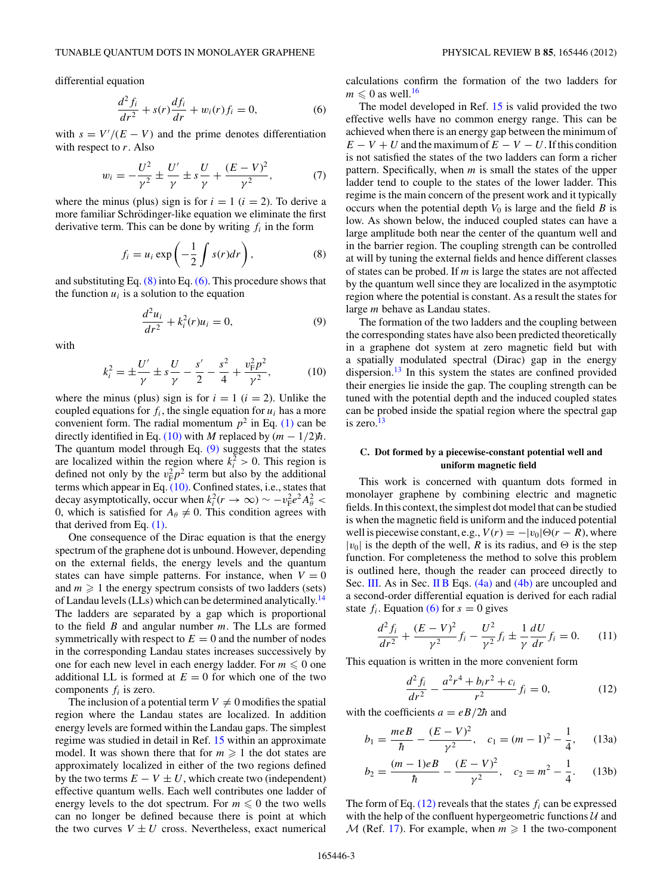differential equation

$$\frac{d^2 f_i}{dr^2} + s(r)\frac{df_i}{dr} + w_i(r) f_i = 0, \tag{6}$$

with $s = V'/(E - V)$ and the prime denotes differentiation with respect to $r$. Also

$$w_i = -\frac{U^2}{\gamma^2} \pm \frac{U'}{\gamma} \pm s\frac{U}{\gamma} + \frac{(E-V)^2}{\gamma^2}, \tag{7}$$

where the minus (plus) sign is for $i = 1$ ($i = 2$). To derive a more familiar Schrödinger-like equation we eliminate the first derivative term. This can be done by writing $f_i$ in the form

$$f_i = u_i \exp\left(-\frac{1}{2}\int s(r)dr\right), \tag{8}$$

and substituting Eq. (8) into Eq. (6). This procedure shows that the function $u_i$ is a solution to the equation

$$\frac{d^2 u_i}{dr^2} + k_i^2(r) u_i = 0, \tag{9}$$

with

$$k_i^2 = \pm\frac{U'}{\gamma} \pm s\frac{U}{\gamma} - \frac{s'}{2} - \frac{s^2}{4} + \frac{v_F^2 p^2}{\gamma^2}, \tag{10}$$

where the minus (plus) sign is for $i = 1$ ($i = 2$). Unlike the coupled equations for $f_i$, the single equation for $u_i$ has a more convenient form. The radial momentum $p^2$ in Eq. (1) can be directly identified in Eq. (10) with $M$ replaced by $(m - 1/2)\hbar$. The quantum model through Eq. (9) suggests that the states are localized within the region where $k_i^2 > 0$. This region is defined not only by the $v_F^2 p^2$ term but also by the additional terms which appear in Eq. (10). Confined states, i.e., states that decay asymptotically, occur when $k_i^2(r \to \infty) \sim -v_F^2 e^2 A_\theta^2 < 0$, which is satisfied for $A_\theta \neq 0$. This condition agrees with that derived from Eq. (1).

One consequence of the Dirac equation is that the energy spectrum of the graphene dot is unbound. However, depending on the external fields, the energy levels and the quantum states can have simple patterns. For instance, when $V = 0$ and $m \geqslant 1$ the energy spectrum consists of two ladders (sets) of Landau levels (LLs) which can be determined analytically.[14] The ladders are separated by a gap which is proportional to the field $B$ and angular number $m$. The LLs are formed symmetrically with respect to $E = 0$ and the number of nodes in the corresponding Landau states increases successively by one for each new level in each energy ladder. For $m \leqslant 0$ one additional LL is formed at $E = 0$ for which one of the two components $f_i$ is zero.

The inclusion of a potential term $V \neq 0$ modifies the spatial region where the Landau states are localized. In addition energy levels are formed within the Landau gaps. The simplest regime was studied in detail in Ref. 15 within an approximate model. It was shown there that for $m \geqslant 1$ the dot states are approximately localized in either of the two regions defined by the two terms $E - V \pm U$, which create two (independent) effective quantum wells. Each well contributes one ladder of energy levels to the dot spectrum. For $m \leqslant 0$ the two wells can no longer be defined because there is point at which the two curves $V \pm U$ cross. Nevertheless, exact numerical calculations confirm the formation of the two ladders for $m \leqslant 0$ as well.[16]

The model developed in Ref. 15 is valid provided the two effective wells have no common energy range. This can be achieved when there is an energy gap between the minimum of $E - V + U$ and the maximum of $E - V - U$. If this condition is not satisfied the states of the two ladders can form a richer pattern. Specifically, when $m$ is small the states of the upper ladder tend to couple to the states of the lower ladder. This regime is the main concern of the present work and it typically occurs when the potential depth $V_0$ is large and the field $B$ is low. As shown below, the induced coupled states can have a large amplitude both near the center of the quantum well and in the barrier region. The coupling strength can be controlled at will by tuning the external fields and hence different classes of states can be probed. If $m$ is large the states are not affected by the quantum well since they are localized in the asymptotic region where the potential is constant. As a result the states for large $m$ behave as Landau states.

The formation of the two ladders and the coupling between the corresponding states have also been predicted theoretically in a graphene dot system at zero magnetic field but with a spatially modulated spectral (Dirac) gap in the energy dispersion.[13] In this system the states are confined provided their energies lie inside the gap. The coupling strength can be tuned with the potential depth and the induced coupled states can be probed inside the spatial region where the spectral gap is zero.[13]

### C. Dot formed by a piecewise-constant potential well and uniform magnetic field

This work is concerned with quantum dots formed in monolayer graphene by combining electric and magnetic fields. In this context, the simplest dot model that can be studied is when the magnetic field is uniform and the induced potential well is piecewise constant, e.g., $V(r) = -|v_0|\Theta(r - R)$, where $|v_0|$ is the depth of the well, $R$ is its radius, and $\Theta$ is the step function. For completeness the method to solve this problem is outlined here, though the reader can proceed directly to Sec. III. As in Sec. II B Eqs. (4a) and (4b) are uncoupled and a second-order differential equation is derived for each radial state $f_i$. Equation (6) for $s = 0$ gives

$$\frac{d^2 f_i}{dr^2} + \frac{(E-V)^2}{\gamma^2} f_i - \frac{U^2}{\gamma^2} f_i \pm \frac{1}{\gamma}\frac{dU}{dr} f_i = 0. \tag{11}$$

This equation is written in the more convenient form

$$\frac{d^2 f_i}{dr^2} - \frac{a^2 r^4 + b_i r^2 + c_i}{r^2} f_i = 0, \tag{12}$$

with the coefficients $a = eB/2\hbar$ and

$$b_1 = \frac{meB}{\hbar} - \frac{(E-V)^2}{\gamma^2}, \quad c_1 = (m-1)^2 - \frac{1}{4}, \tag{13a}$$

$$b_2 = \frac{(m-1)eB}{\hbar} - \frac{(E-V)^2}{\gamma^2}, \quad c_2 = m^2 - \frac{1}{4}. \tag{13b}$$

The form of Eq. (12) reveals that the states $f_i$ can be expressed with the help of the confluent hypergeometric functions $\mathcal{U}$ and $\mathcal{M}$ (Ref. 17). For example, when $m \geqslant 1$ the two-component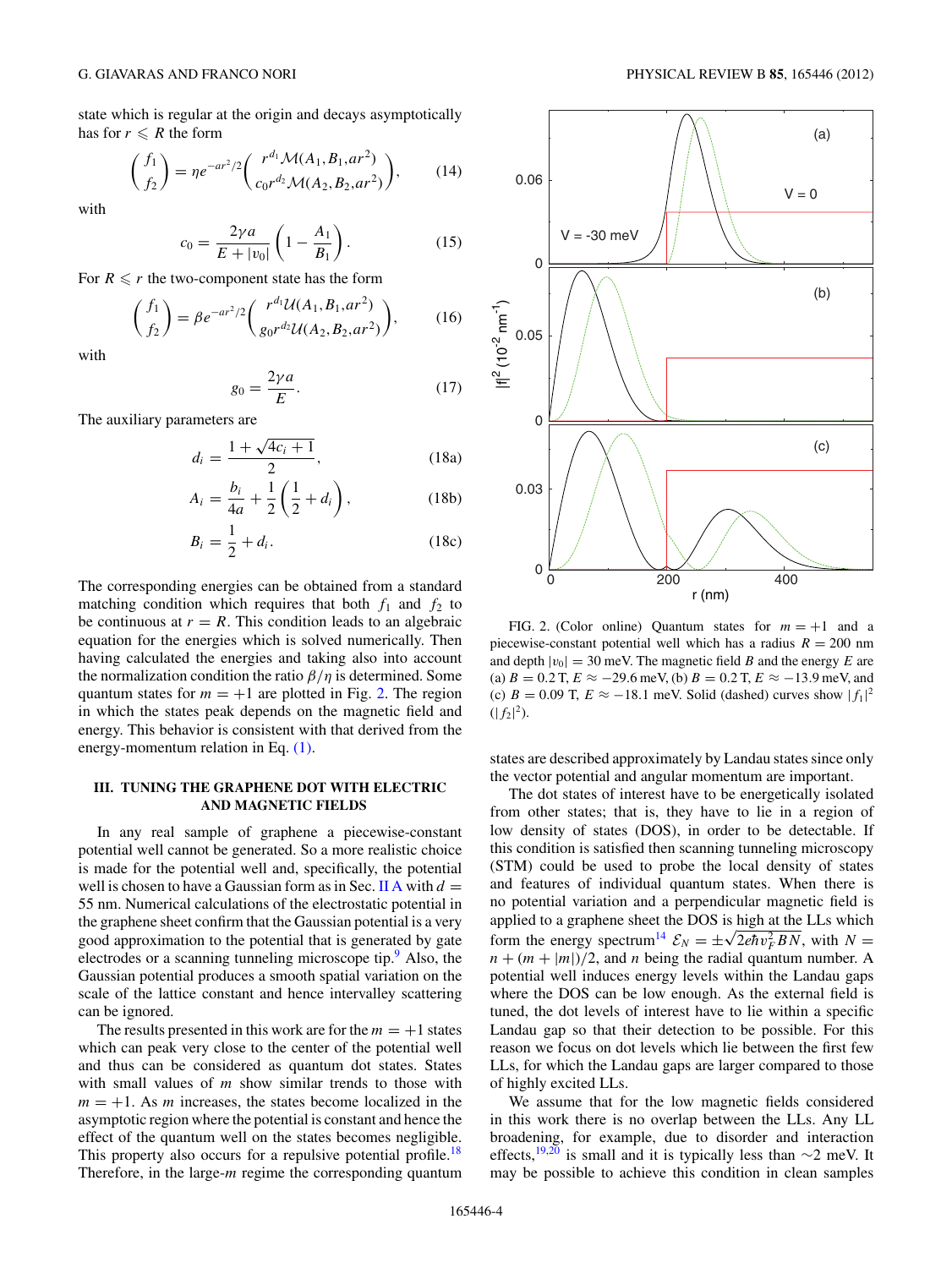state which is regular at the origin and decays asymptotically has for $r \leqslant R$ the form

$$\begin{pmatrix} f_1 \\ f_2 \end{pmatrix} = \eta e^{-ar^2/2} \begin{pmatrix} r^{d_1}\mathcal{M}(A_1,B_1,ar^2) \\ c_0 r^{d_2}\mathcal{M}(A_2,B_2,ar^2) \end{pmatrix}, \tag{14}$$

with

$$c_0 = \frac{2\gamma a}{E+|v_0|}\left(1-\frac{A_1}{B_1}\right). \tag{15}$$

For $R \leqslant r$ the two-component state has the form

$$\begin{pmatrix} f_1 \\ f_2 \end{pmatrix} = \beta e^{-ar^2/2} \begin{pmatrix} r^{d_1}\mathcal{U}(A_1,B_1,ar^2) \\ g_0 r^{d_2}\mathcal{U}(A_2,B_2,ar^2) \end{pmatrix}, \tag{16}$$

with

$$g_0 = \frac{2\gamma a}{E}. \tag{17}$$

The auxiliary parameters are

$$d_i = \frac{1+\sqrt{4c_i+1}}{2}, \tag{18a}$$

$$A_i = \frac{b_i}{4a} + \frac{1}{2}\left(\frac{1}{2}+d_i\right), \tag{18b}$$

$$B_i = \frac{1}{2} + d_i. \tag{18c}$$

The corresponding energies can be obtained from a standard matching condition which requires that both $f_1$ and $f_2$ to be continuous at $r = R$. This condition leads to an algebraic equation for the energies which is solved numerically. Then having calculated the energies and taking also into account the normalization condition the ratio $\beta/\eta$ is determined. Some quantum states for $m = +1$ are plotted in Fig. 2. The region in which the states peak depends on the magnetic field and energy. This behavior is consistent with that derived from the energy-momentum relation in Eq. (1).

FIG. 2. (Color online) Quantum states for $m = +1$ and a piecewise-constant potential well which has a radius $R = 200$ nm and depth $|v_0| = 30$ meV. The magnetic field $B$ and the energy $E$ are (a) $B = 0.2$ T, $E \approx -29.6$ meV, (b) $B = 0.2$ T, $E \approx -13.9$ meV, and (c) $B = 0.09$ T, $E \approx -18.1$ meV. Solid (dashed) curves show $|f_1|^2$ ($|f_2|^2$).

## III. TUNING THE GRAPHENE DOT WITH ELECTRIC AND MAGNETIC FIELDS

In any real sample of graphene a piecewise-constant potential well cannot be generated. So a more realistic choice is made for the potential well and, specifically, the potential well is chosen to have a Gaussian form as in Sec. II A with $d = 55$ nm. Numerical calculations of the electrostatic potential in the graphene sheet confirm that the Gaussian potential is a very good approximation to the potential that is generated by gate electrodes or a scanning tunneling microscope tip.[9] Also, the Gaussian potential produces a smooth spatial variation on the scale of the lattice constant and hence intervalley scattering can be ignored.

The results presented in this work are for the $m = +1$ states which can peak very close to the center of the potential well and thus can be considered as quantum dot states. States with small values of $m$ show similar trends to those with $m = +1$. As $m$ increases, the states become localized in the asymptotic region where the potential is constant and hence the effect of the quantum well on the states becomes negligible. This property also occurs for a repulsive potential profile.[18] Therefore, in the large-$m$ regime the corresponding quantum states are described approximately by Landau states since only the vector potential and angular momentum are important.

The dot states of interest have to be energetically isolated from other states; that is, they have to lie in a region of low density of states (DOS), in order to be detectable. If this condition is satisfied then scanning tunneling microscopy (STM) could be used to probe the local density of states and features of individual quantum states. When there is no potential variation and a perpendicular magnetic field is applied to a graphene sheet the DOS is high at the LLs which form the energy spectrum[14] $\mathcal{E}_N = \pm\sqrt{2e\hbar v_F^2 BN}$, with $N = n + (m+|m|)/2$, and $n$ being the radial quantum number. A potential well induces energy levels within the Landau gaps where the DOS can be low enough. As the external field is tuned, the dot levels of interest have to lie within a specific Landau gap so that their detection to be possible. For this reason we focus on dot levels which lie between the first few LLs, for which the Landau gaps are larger compared to those of highly excited LLs.

We assume that for the low magnetic fields considered in this work there is no overlap between the LLs. Any LL broadening, for example, due to disorder and interaction effects,[19,20] is small and it is typically less than ~2 meV. It may be possible to achieve this condition in clean samples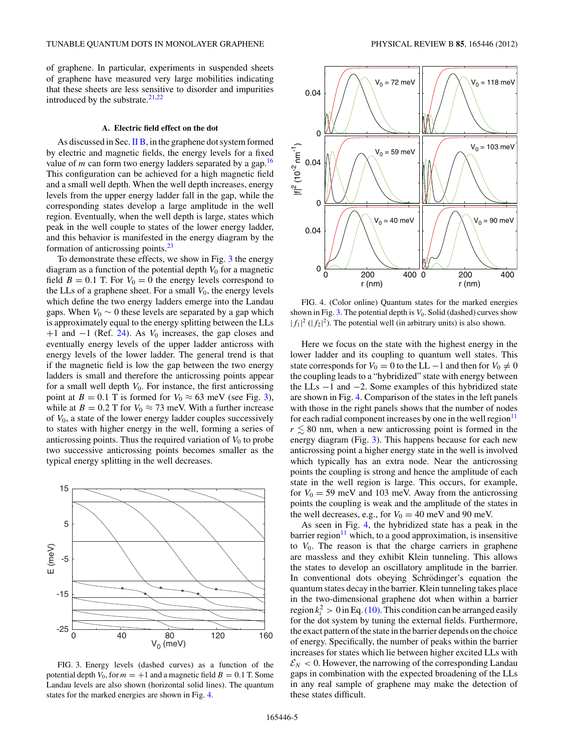of graphene. In particular, experiments in suspended sheets of graphene have measured very large mobilities indicating that these sheets are less sensitive to disorder and impurities introduced by the substrate.[21,22]

### A. Electric field effect on the dot

As discussed in Sec. II B, in the graphene dot system formed by electric and magnetic fields, the energy levels for a fixed value of $m$ can form two energy ladders separated by a gap.[16] This configuration can be achieved for a high magnetic field and a small well depth. When the well depth increases, energy levels from the upper energy ladder fall in the gap, while the corresponding states develop a large amplitude in the well region. Eventually, when the well depth is large, states which peak in the well couple to states of the lower energy ladder, and this behavior is manifested in the energy diagram by the formation of anticrossing points.[23]

To demonstrate these effects, we show in Fig. 3 the energy diagram as a function of the potential depth $V_0$ for a magnetic field $B = 0.1$ T. For $V_0 = 0$ the energy levels correspond to the LLs of a graphene sheet. For a small $V_0$, the energy levels which define the two energy ladders emerge into the Landau gaps. When $V_0 \sim 0$ these levels are separated by a gap which is approximately equal to the energy splitting between the LLs $+1$ and $-1$ (Ref. 24). As $V_0$ increases, the gap closes and eventually energy levels of the upper ladder anticross with energy levels of the lower ladder. The general trend is that if the magnetic field is low the gap between the two energy ladders is small and therefore the anticrossing points appear for a small well depth $V_0$. For instance, the first anticrossing point at $B = 0.1$ T is formed for $V_0 \approx 63$ meV (see Fig. 3), while at $B = 0.2$ T for $V_0 \approx 73$ meV. With a further increase of $V_0$, a state of the lower energy ladder couples successively to states with higher energy in the well, forming a series of anticrossing points. Thus the required variation of $V_0$ to probe two successive anticrossing points becomes smaller as the typical energy splitting in the well decreases.

FIG. 3. Energy levels (dashed curves) as a function of the potential depth $V_0$, for $m = +1$ and a magnetic field $B = 0.1$ T. Some Landau levels are also shown (horizontal solid lines). The quantum states for the marked energies are shown in Fig. 4.

FIG. 4. (Color online) Quantum states for the marked energies shown in Fig. 3. The potential depth is $V_0$. Solid (dashed) curves show $|f_1|^2$ ($|f_2|^2$). The potential well (in arbitrary units) is also shown.

Here we focus on the state with the highest energy in the lower ladder and its coupling to quantum well states. This state corresponds for $V_0 = 0$ to the LL $-1$ and then for $V_0 \neq 0$ the coupling leads to a "hybridized" state with energy between the LLs $-1$ and $-2$. Some examples of this hybridized state are shown in Fig. 4. Comparison of the states in the left panels with those in the right panels shows that the number of nodes for each radial component increases by one in the well region[11] $r \lesssim 80$ nm, when a new anticrossing point is formed in the energy diagram (Fig. 3). This happens because for each new anticrossing point a higher energy state in the well is involved which typically has an extra node. Near the anticrossing points the coupling is strong and hence the amplitude of each state in the well region is large. This occurs, for example, for $V_0 = 59$ and 103 meV. Away from the anticrossing points the coupling is weak and the amplitude of the states in the well decreases, e.g., for $V_0 = 40$ meV and 90 meV.

As seen in Fig. 4, the hybridized state has a peak in the barrier region[11] which, to a good approximation, is insensitive to $V_0$. The reason is that the charge carriers in graphene are massless and they exhibit Klein tunneling. This allows the states to develop an oscillatory amplitude in the barrier. In conventional dots obeying Schrödinger's equation the quantum states decay in the barrier. Klein tunneling takes place in the two-dimensional graphene dot when within a barrier region $k_i^2 > 0$ in Eq. (10). This condition can be arranged easily for the dot system by tuning the external fields. Furthermore, the exact pattern of the state in the barrier depends on the choice of energy. Specifically, the number of peaks within the barrier increases for states which lie between higher excited LLs with $\mathcal{E}_N < 0$. However, the narrowing of the corresponding Landau gaps in combination with the expected broadening of the LLs in any real sample of graphene may make the detection of these states difficult.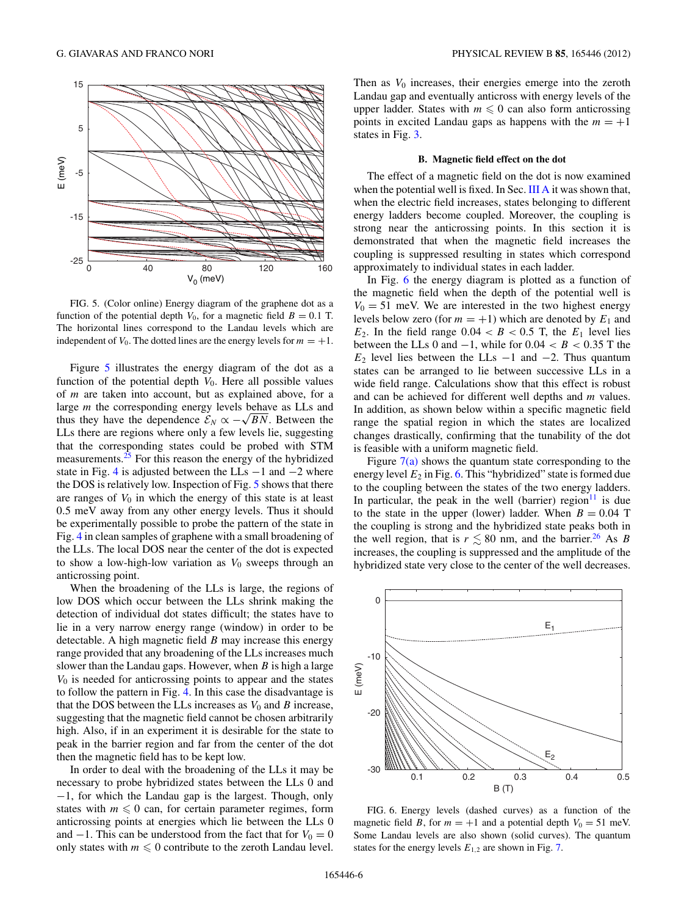FIG. 5. (Color online) Energy diagram of the graphene dot as a function of the potential depth $V_0$, for a magnetic field $B = 0.1$ T. The horizontal lines correspond to the Landau levels which are independent of $V_0$. The dotted lines are the energy levels for $m = +1$.

Figure 5 illustrates the energy diagram of the dot as a function of the potential depth $V_0$. Here all possible values of $m$ are taken into account, but as explained above, for a large $m$ the corresponding energy levels behave as LLs and thus they have the dependence $\mathcal{E}_N \propto -\sqrt{BN}$. Between the LLs there are regions where only a few levels lie, suggesting that the corresponding states could be probed with STM measurements.[25] For this reason the energy of the hybridized state in Fig. 4 is adjusted between the LLs $-1$ and $-2$ where the DOS is relatively low. Inspection of Fig. 5 shows that there are ranges of $V_0$ in which the energy of this state is at least 0.5 meV away from any other energy levels. Thus it should be experimentally possible to probe the pattern of the state in Fig. 4 in clean samples of graphene with a small broadening of the LLs. The local DOS near the center of the dot is expected to show a low-high-low variation as $V_0$ sweeps through an anticrossing point.

When the broadening of the LLs is large, the regions of low DOS which occur between the LLs shrink making the detection of individual dot states difficult; the states have to lie in a very narrow energy range (window) in order to be detectable. A high magnetic field $B$ may increase this energy range provided that any broadening of the LLs increases much slower than the Landau gaps. However, when $B$ is high a large $V_0$ is needed for anticrossing points to appear and the states to follow the pattern in Fig. 4. In this case the disadvantage is that the DOS between the LLs increases as $V_0$ and $B$ increase, suggesting that the magnetic field cannot be chosen arbitrarily high. Also, if in an experiment it is desirable for the state to peak in the barrier region and far from the center of the dot then the magnetic field has to be kept low.

In order to deal with the broadening of the LLs it may be necessary to probe hybridized states between the LLs 0 and $-1$, for which the Landau gap is the largest. Though, only states with $m \leqslant 0$ can, for certain parameter regimes, form anticrossing points at energies which lie between the LLs 0 and $-1$. This can be understood from the fact that for $V_0 = 0$ only states with $m \leqslant 0$ contribute to the zeroth Landau level. Then as $V_0$ increases, their energies emerge into the zeroth Landau gap and eventually anticross with energy levels of the upper ladder. States with $m \leqslant 0$ can also form anticrossing points in excited Landau gaps as happens with the $m = +1$ states in Fig. 3.

### B. Magnetic field effect on the dot

The effect of a magnetic field on the dot is now examined when the potential well is fixed. In Sec. III A it was shown that, when the electric field increases, states belonging to different energy ladders become coupled. Moreover, the coupling is strong near the anticrossing points. In this section it is demonstrated that when the magnetic field increases the coupling is suppressed resulting in states which correspond approximately to individual states in each ladder.

In Fig. 6 the energy diagram is plotted as a function of the magnetic field when the depth of the potential well is $V_0 = 51$ meV. We are interested in the two highest energy levels below zero (for $m = +1$) which are denoted by $E_1$ and $E_2$. In the field range $0.04 < B < 0.5$ T, the $E_1$ level lies between the LLs 0 and $-1$, while for $0.04 < B < 0.35$ T the $E_2$ level lies between the LLs $-1$ and $-2$. Thus quantum states can be arranged to lie between successive LLs in a wide field range. Calculations show that this effect is robust and can be achieved for different well depths and $m$ values. In addition, as shown below within a specific magnetic field range the spatial region in which the states are localized changes drastically, confirming that the tunability of the dot is feasible with a uniform magnetic field.

Figure 7(a) shows the quantum state corresponding to the energy level $E_2$ in Fig. 6. This "hybridized" state is formed due to the coupling between the states of the two energy ladders. In particular, the peak in the well (barrier) region[11] is due to the state in the upper (lower) ladder. When $B = 0.04$ T the coupling is strong and the hybridized state peaks both in the well region, that is $r \lesssim 80$ nm, and the barrier.[26] As $B$ increases, the coupling is suppressed and the amplitude of the hybridized state very close to the center of the well decreases.

FIG. 6. Energy levels (dashed curves) as a function of the magnetic field $B$, for $m = +1$ and a potential depth $V_0 = 51$ meV. Some Landau levels are also shown (solid curves). The quantum states for the energy levels $E_{1,2}$ are shown in Fig. 7.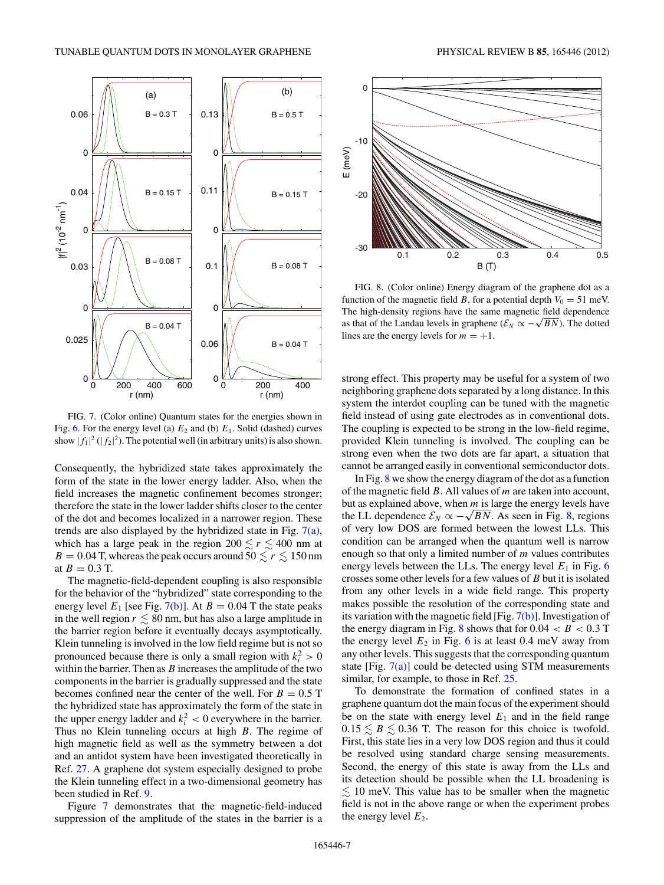FIG. 7. (Color online) Quantum states for the energies shown in Fig. 6. For the energy level (a) $E_2$ and (b) $E_1$. Solid (dashed) curves show $|f_1|^2$ ($|f_2|^2$). The potential well (in arbitrary units) is also shown.

Consequently, the hybridized state takes approximately the form of the state in the lower energy ladder. Also, when the field increases the magnetic confinement becomes stronger; therefore the state in the lower ladder shifts closer to the center of the dot and becomes localized in a narrower region. These trends are also displayed by the hybridized state in Fig. 7(a), which has a large peak in the region $200 \lesssim r \lesssim 400$ nm at $B = 0.04$ T, whereas the peak occurs around $50 \lesssim r \lesssim 150$ nm at $B = 0.3$ T.

The magnetic-field-dependent coupling is also responsible for the behavior of the "hybridized" state corresponding to the energy level $E_1$ [see Fig. 7(b)]. At $B = 0.04$ T the state peaks in the well region $r \lesssim 80$ nm, but has also a large amplitude in the barrier region before it eventually decays asymptotically. Klein tunneling is involved in the low field regime but is not so pronounced because there is only a small region with $k_i^2 > 0$ within the barrier. Then as $B$ increases the amplitude of the two components in the barrier is gradually suppressed and the state becomes confined near the center of the well. For $B = 0.5$ T the hybridized state has approximately the form of the state in the upper energy ladder and $k_i^2 < 0$ everywhere in the barrier. Thus no Klein tunneling occurs at high $B$. The regime of high magnetic field as well as the symmetry between a dot and an antidot system have been investigated theoretically in Ref. 27. A graphene dot system especially designed to probe the Klein tunneling effect in a two-dimensional geometry has been studied in Ref. 9.

Figure 7 demonstrates that the magnetic-field-induced suppression of the amplitude of the states in the barrier is a strong effect. This property may be useful for a system of two neighboring graphene dots separated by a long distance. In this system the interdot coupling can be tuned with the magnetic field instead of using gate electrodes as in conventional dots. The coupling is expected to be strong in the low-field regime, provided Klein tunneling is involved. The coupling can be strong even when the two dots are far apart, a situation that cannot be arranged easily in conventional semiconductor dots.

FIG. 8. (Color online) Energy diagram of the graphene dot as a function of the magnetic field $B$, for a potential depth $V_0 = 51$ meV. The high-density regions have the same magnetic field dependence as that of the Landau levels in graphene ($\mathcal{E}_N \propto -\sqrt{BN}$). The dotted lines are the energy levels for $m = +1$.

In Fig. 8 we show the energy diagram of the dot as a function of the magnetic field $B$. All values of $m$ are taken into account, but as explained above, when $m$ is large the energy levels have the LL dependence $\mathcal{E}_N \propto -\sqrt{BN}$. As seen in Fig. 8, regions of very low DOS are formed between the lowest LLs. This condition can be arranged when the quantum well is narrow enough so that only a limited number of $m$ values contributes energy levels between the LLs. The energy level $E_1$ in Fig. 6 crosses some other levels for a few values of $B$ but it is isolated from any other levels in a wide field range. This property makes possible the resolution of the corresponding state and its variation with the magnetic field [Fig. 7(b)]. Investigation of the energy diagram in Fig. 8 shows that for $0.04 < B < 0.3$ T the energy level $E_2$ in Fig. 6 is at least 0.4 meV away from any other levels. This suggests that the corresponding quantum state [Fig. 7(a)] could be detected using STM measurements similar, for example, to those in Ref. 25.

To demonstrate the formation of confined states in a graphene quantum dot the main focus of the experiment should be on the state with energy level $E_1$ and in the field range $0.15 \lesssim B \lesssim 0.36$ T. The reason for this choice is twofold. First, this state lies in a very low DOS region and thus it could be resolved using standard charge sensing measurements. Second, the energy of this state is away from the LLs and its detection should be possible when the LL broadening is $\lesssim 10$ meV. This value has to be smaller when the magnetic field is not in the above range or when the experiment probes the energy level $E_2$.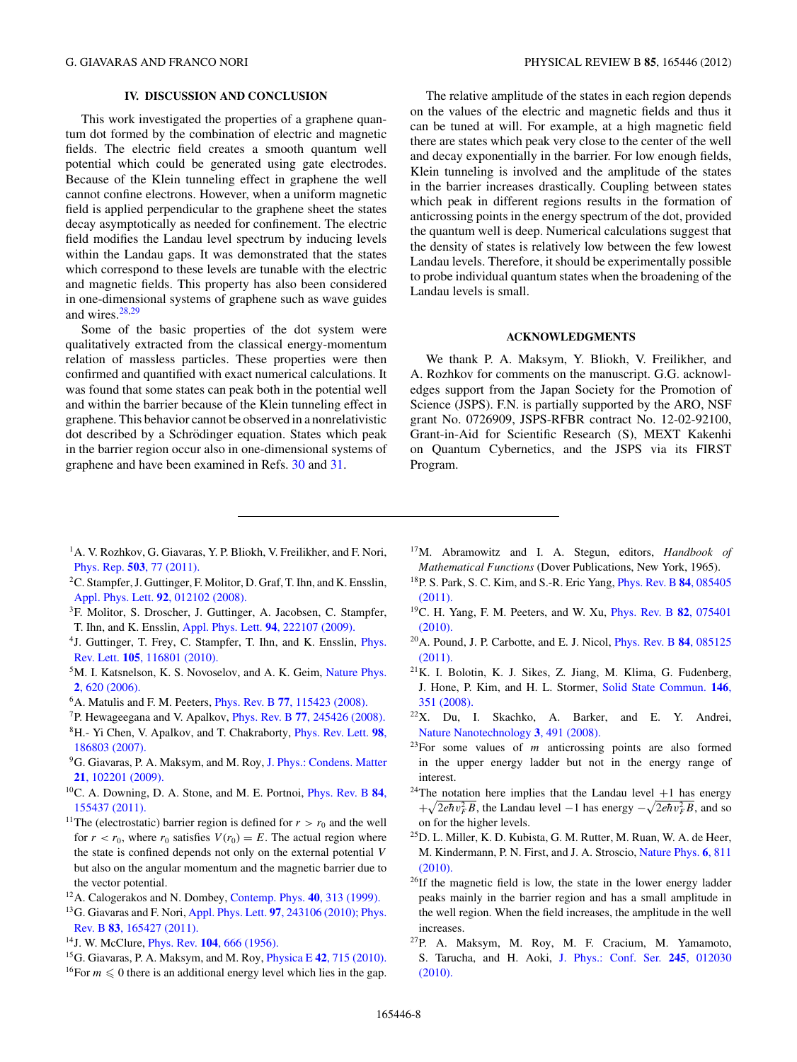## IV. DISCUSSION AND CONCLUSION

This work investigated the properties of a graphene quantum dot formed by the combination of electric and magnetic fields. The electric field creates a smooth quantum well potential which could be generated using gate electrodes. Because of the Klein tunneling effect in graphene the well cannot confine electrons. However, when a uniform magnetic field is applied perpendicular to the graphene sheet the states decay asymptotically as needed for confinement. The electric field modifies the Landau level spectrum by inducing levels within the Landau gaps. It was demonstrated that the states which correspond to these levels are tunable with the electric and magnetic fields. This property has also been considered in one-dimensional systems of graphene such as wave guides and wires.[28,29]

Some of the basic properties of the dot system were qualitatively extracted from the classical energy-momentum relation of massless particles. These properties were then confirmed and quantified with exact numerical calculations. It was found that some states can peak both in the potential well and within the barrier because of the Klein tunneling effect in graphene. This behavior cannot be observed in a nonrelativistic dot described by a Schrödinger equation. States which peak in the barrier region occur also in one-dimensional systems of graphene and have been examined in Refs. 30 and 31.

The relative amplitude of the states in each region depends on the values of the electric and magnetic fields and thus it can be tuned at will. For example, at a high magnetic field there are states which peak very close to the center of the well and decay exponentially in the barrier. For low enough fields, Klein tunneling is involved and the amplitude of the states in the barrier increases drastically. Coupling between states which peak in different regions results in the formation of anticrossing points in the energy spectrum of the dot, provided the quantum well is deep. Numerical calculations suggest that the density of states is relatively low between the few lowest Landau levels. Therefore, it should be experimentally possible to probe individual quantum states when the broadening of the Landau levels is small.

## ACKNOWLEDGMENTS

We thank P. A. Maksym, Y. Bliokh, V. Freilikher, and A. Rozhkov for comments on the manuscript. G.G. acknowledges support from the Japan Society for the Promotion of Science (JSPS). F.N. is partially supported by the ARO, NSF grant No. 0726909, JSPS-RFBR contract No. 12-02-92100, Grant-in-Aid for Scientific Research (S), MEXT Kakenhi on Quantum Cybernetics, and the JSPS via its FIRST Program.

---

[1] A. V. Rozhkov, G. Giavaras, Y. P. Bliokh, V. Freilikher, and F. Nori, Phys. Rep. **503**, 77 (2011).

[2] C. Stampfer, J. Guttinger, F. Molitor, D. Graf, T. Ihn, and K. Ensslin, Appl. Phys. Lett. **92**, 012102 (2008).

[3] F. Molitor, S. Droscher, J. Guttinger, A. Jacobsen, C. Stampfer, T. Ihn, and K. Ensslin, Appl. Phys. Lett. **94**, 222107 (2009).

[4] J. Guttinger, T. Frey, C. Stampfer, T. Ihn, and K. Ensslin, Phys. Rev. Lett. **105**, 116801 (2010).

[5] M. I. Katsnelson, K. S. Novoselov, and A. K. Geim, Nature Phys. **2**, 620 (2006).

[6] A. Matulis and F. M. Peeters, Phys. Rev. B **77**, 115423 (2008).

[7] P. Hewageegana and V. Apalkov, Phys. Rev. B **77**, 245426 (2008).

[8] H.- Yi Chen, V. Apalkov, and T. Chakraborty, Phys. Rev. Lett. **98**, 186803 (2007).

[9] G. Giavaras, P. A. Maksym, and M. Roy, J. Phys.: Condens. Matter **21**, 102201 (2009).

[10] C. A. Downing, D. A. Stone, and M. E. Portnoi, Phys. Rev. B **84**, 155437 (2011).

[11] The (electrostatic) barrier region is defined for $r > r_0$ and the well for $r < r_0$, where $r_0$ satisfies $V(r_0) = E$. The actual region where the state is confined depends not only on the external potential $V$ but also on the angular momentum and the magnetic barrier due to the vector potential.

[12] A. Calogerakos and N. Dombey, Contemp. Phys. **40**, 313 (1999).

[13] G. Giavaras and F. Nori, Appl. Phys. Lett. **97**, 243106 (2010); Phys. Rev. B **83**, 165427 (2011).

[14] J. W. McClure, Phys. Rev. **104**, 666 (1956).

[15] G. Giavaras, P. A. Maksym, and M. Roy, Physica E **42**, 715 (2010).

[16] For $m \leqslant 0$ there is an additional energy level which lies in the gap.

[17] M. Abramowitz and I. A. Stegun, editors, *Handbook of Mathematical Functions* (Dover Publications, New York, 1965).

[18] P. S. Park, S. C. Kim, and S.-R. Eric Yang, Phys. Rev. B **84**, 085405 (2011).

[19] C. H. Yang, F. M. Peeters, and W. Xu, Phys. Rev. B **82**, 075401 (2010).

[20] A. Pound, J. P. Carbotte, and E. J. Nicol, Phys. Rev. B **84**, 085125 (2011).

[21] K. I. Bolotin, K. J. Sikes, Z. Jiang, M. Klima, G. Fudenberg, J. Hone, P. Kim, and H. L. Stormer, Solid State Commun. **146**, 351 (2008).

[22] X. Du, I. Skachko, A. Barker, and E. Y. Andrei, Nature Nanotechnology **3**, 491 (2008).

[23] For some values of $m$ anticrossing points are also formed in the upper energy ladder but not in the energy range of interest.

[24] The notation here implies that the Landau level $+1$ has energy $+\sqrt{2e\hbar v_F^2 B}$, the Landau level $-1$ has energy $-\sqrt{2e\hbar v_F^2 B}$, and so on for the higher levels.

[25] D. L. Miller, K. D. Kubista, G. M. Rutter, M. Ruan, W. A. de Heer, M. Kindermann, P. N. First, and J. A. Stroscio, Nature Phys. **6**, 811 (2010).

[26] If the magnetic field is low, the state in the lower energy ladder peaks mainly in the barrier region and has a small amplitude in the well region. When the field increases, the amplitude in the well increases.

[27] P. A. Maksym, M. Roy, M. F. Cracium, M. Yamamoto, S. Tarucha, and H. Aoki, J. Phys.: Conf. Ser. **245**, 012030 (2010).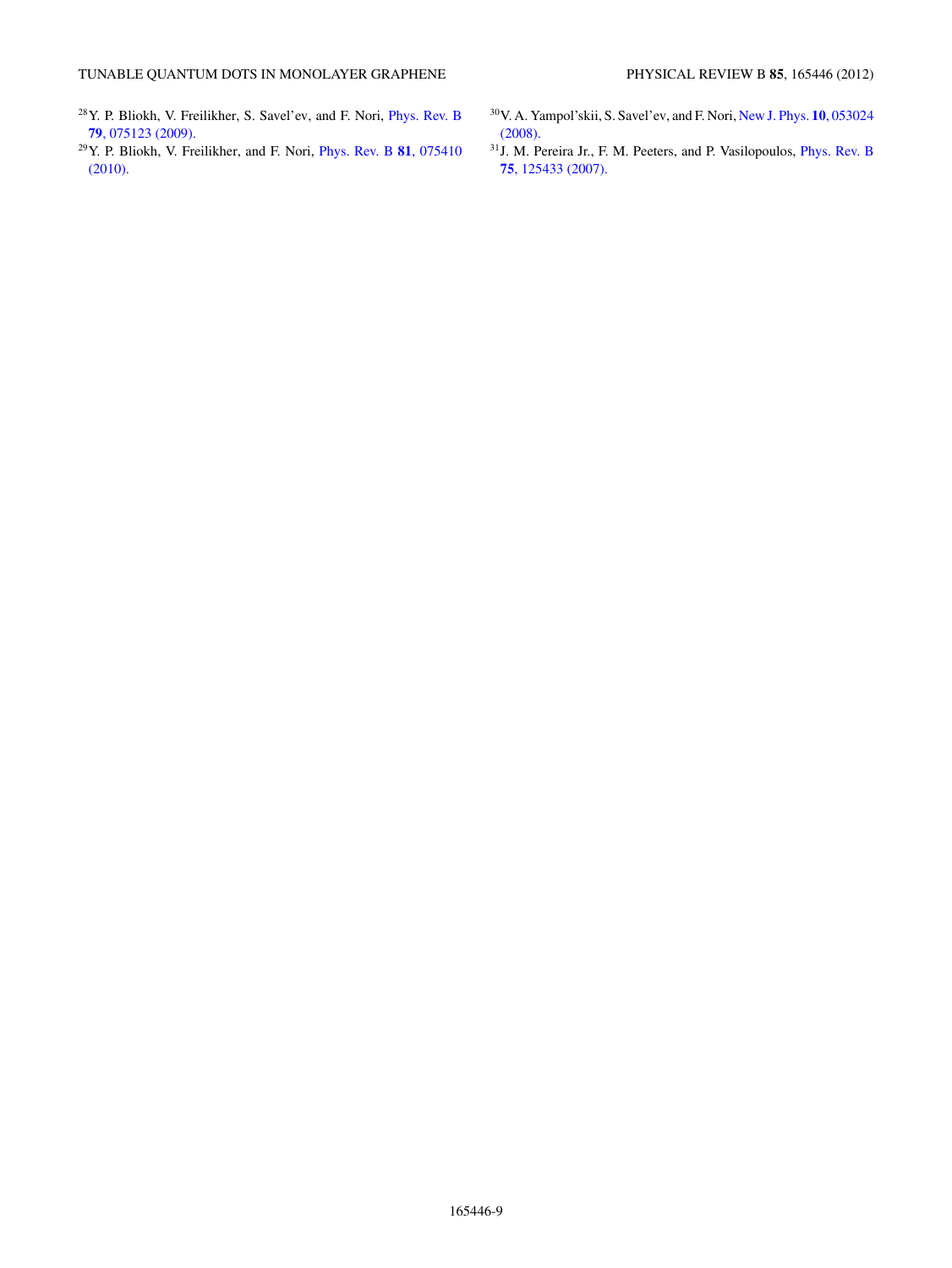[28] Y. P. Bliokh, V. Freilikher, S. Savel'ev, and F. Nori, Phys. Rev. B **79**, 075123 (2009).

[29] Y. P. Bliokh, V. Freilikher, and F. Nori, Phys. Rev. B **81**, 075410 (2010).

[30] V. A. Yampol'skii, S. Savel'ev, and F. Nori, New J. Phys. **10**, 053024 (2008).

[31] J. M. Pereira Jr., F. M. Peeters, and P. Vasilopoulos, Phys. Rev. B **75**, 125433 (2007).